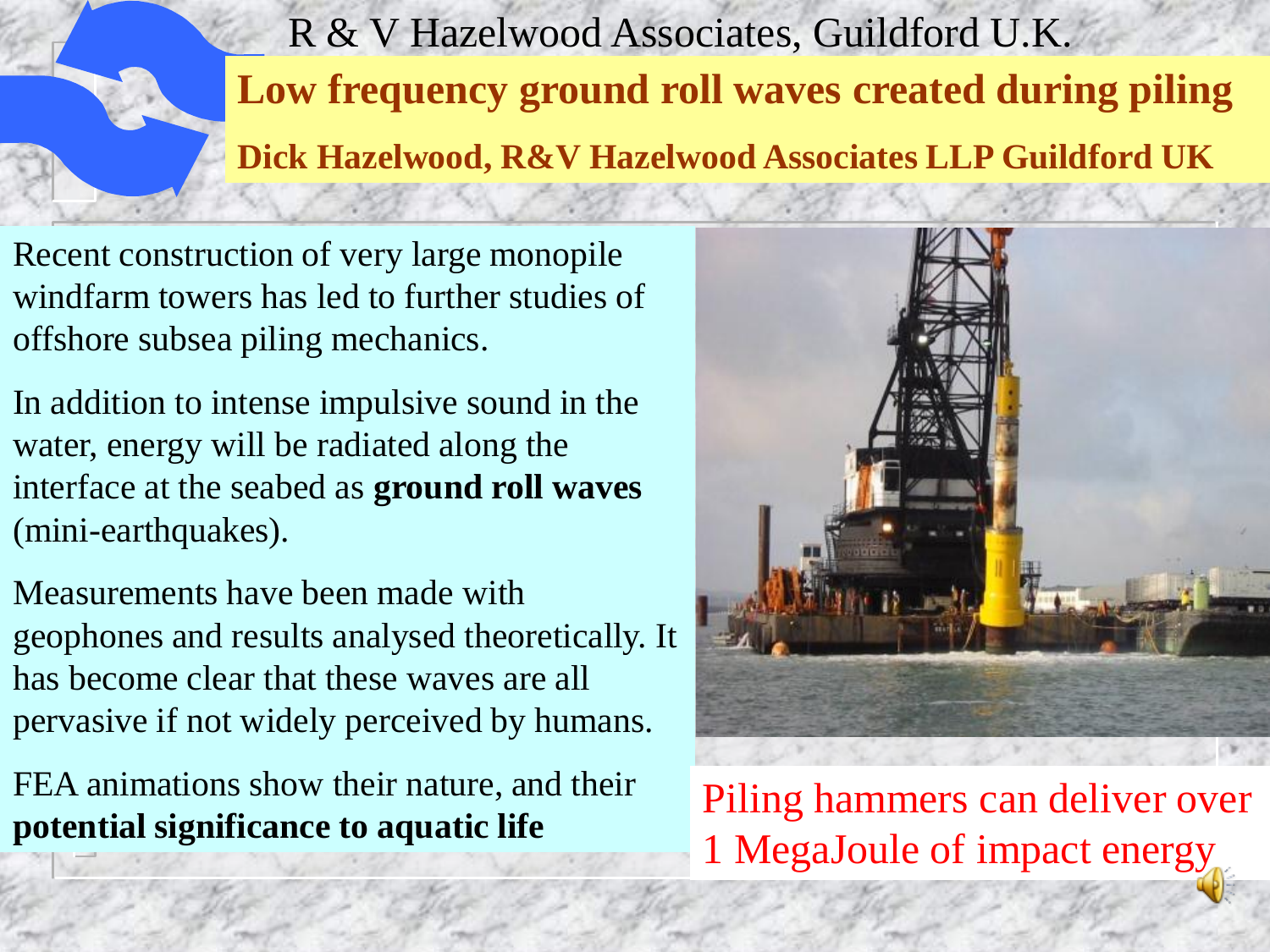R & V Hazelwood Associates, Guildford U.K.

# Low frequency ground roll waves created during piling

**Dick Hazelwood, R&V Hazelwood Associates LLP Guildford UK**

Recent construction of very large monopile windfarm towers has led to further studies of offshore subsea piling mechanics.

In addition to intense impulsive sound in the water, energy will be radiated along the interface at the seabed as **ground roll waves** (mini-earthquakes).

Measurements have been made with geophones and results analysed theoretically. It has become clear that these waves are all pervasive if not widely perceived by humans.

FEA animations show their nature, and their **potential significance to aquatic life**

Piling hammers can deliver over 1 MegaJoule of impact energy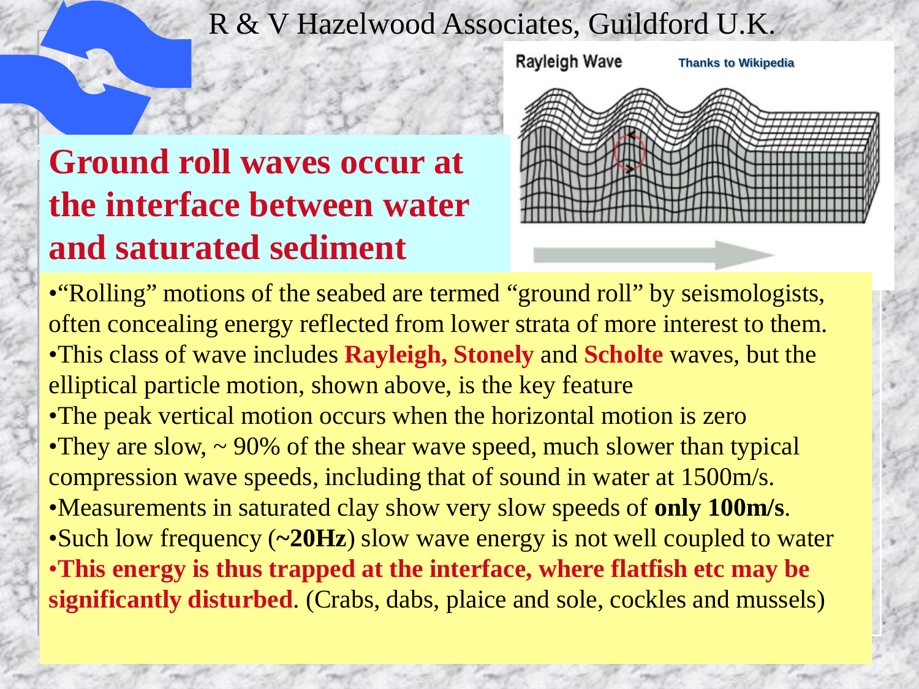# Ground roll waves occur at the interface between water and saturated sediment

Rayleigh Wave — Thanks to Wikipedia

- "Rolling" motions of the seabed are termed "ground roll" by seismologists, often concealing energy reflected from lower strata of more interest to them.
- This class of wave includes **Rayleigh, Stonely** and **Scholte** waves, but the elliptical particle motion, shown above, is the key feature
- The peak vertical motion occurs when the horizontal motion is zero
- They are slow, ~ 90% of the shear wave speed, much slower than typical compression wave speeds, including that of sound in water at 1500m/s.
- Measurements in saturated clay show very slow speeds of **only 100m/s**.
- Such low frequency (**~20Hz**) slow wave energy is not well coupled to water
- **This energy is thus trapped at the interface, where flatfish etc may be significantly disturbed**. (Crabs, dabs, plaice and sole, cockles and mussels)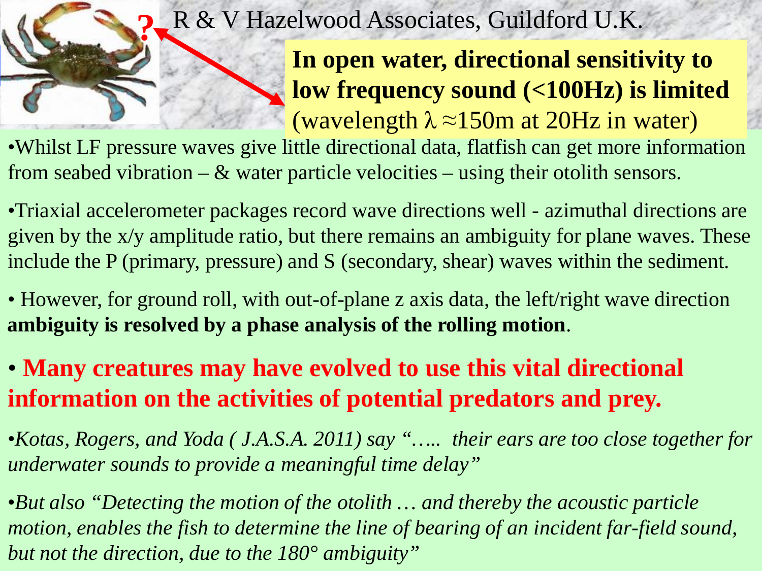R & V Hazelwood Associates, Guildford U.K.

**In open water, directional sensitivity to low frequency sound (<100Hz) is limited** (wavelength $\lambda \approx 150$m at 20Hz in water)

- Whilst LF pressure waves give little directional data, flatfish can get more information from seabed vibration – & water particle velocities – using their otolith sensors.
- Triaxial accelerometer packages record wave directions well - azimuthal directions are given by the x/y amplitude ratio, but there remains an ambiguity for plane waves. These include the P (primary, pressure) and S (secondary, shear) waves within the sediment.
- However, for ground roll, with out-of-plane z axis data, the left/right wave direction **ambiguity is resolved by a phase analysis of the rolling motion**.
- **Many creatures may have evolved to use this vital directional information on the activities of potential predators and prey.**
- *Kotas, Rogers, and Yoda ( J.A.S.A. 2011) say "….. their ears are too close together for underwater sounds to provide a meaningful time delay"*
- *But also "Detecting the motion of the otolith … and thereby the acoustic particle motion, enables the fish to determine the line of bearing of an incident far-field sound, but not the direction, due to the 180° ambiguity"*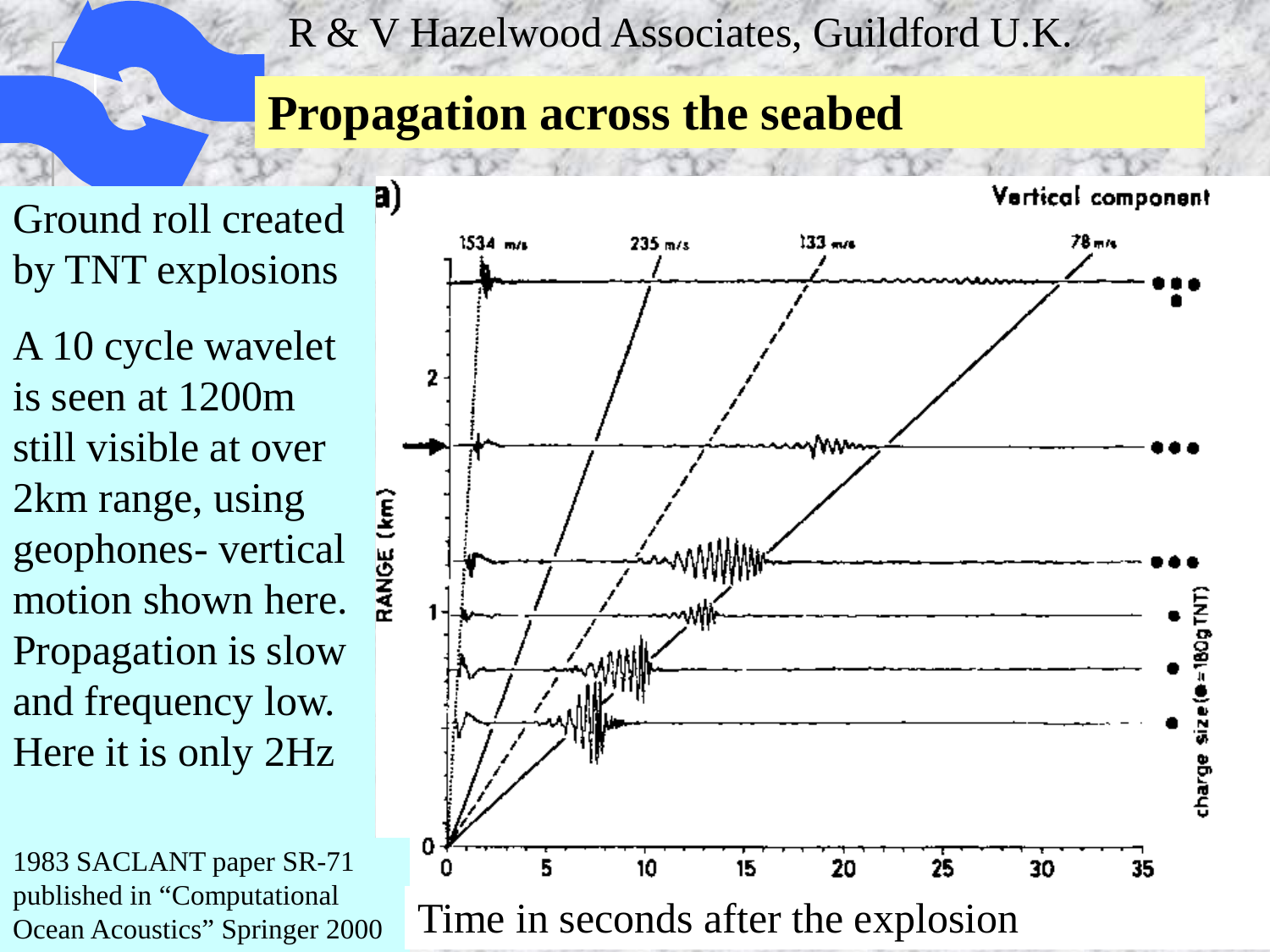R & V Hazelwood Associates, Guildford U.K.

# Propagation across the seabed

Ground roll created by TNT explosions

A 10 cycle wavelet is seen at 1200m still visible at over 2km range, using geophones- vertical motion shown here. Propagation is slow and frequency low. Here it is only 2Hz

1983 SACLANT paper SR-71 published in "Computational Ocean Acoustics" Springer 2000

a) Vertical component

1534 m/s 235 m/s 133 m/s 78 m/s

RANGE (km)

charge size (●=180g TNT)

Time in seconds after the explosion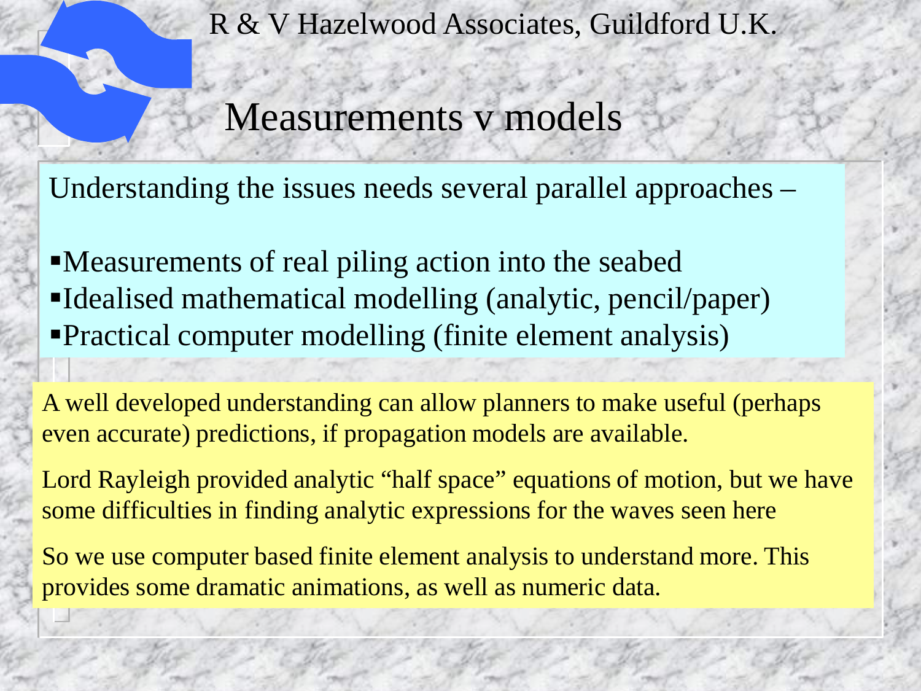R & V Hazelwood Associates, Guildford U.K.

# Measurements v models

Understanding the issues needs several parallel approaches –

- Measurements of real piling action into the seabed
- Idealised mathematical modelling (analytic, pencil/paper)
- Practical computer modelling (finite element analysis)

A well developed understanding can allow planners to make useful (perhaps even accurate) predictions, if propagation models are available.

Lord Rayleigh provided analytic "half space" equations of motion, but we have some difficulties in finding analytic expressions for the waves seen here

So we use computer based finite element analysis to understand more. This provides some dramatic animations, as well as numeric data.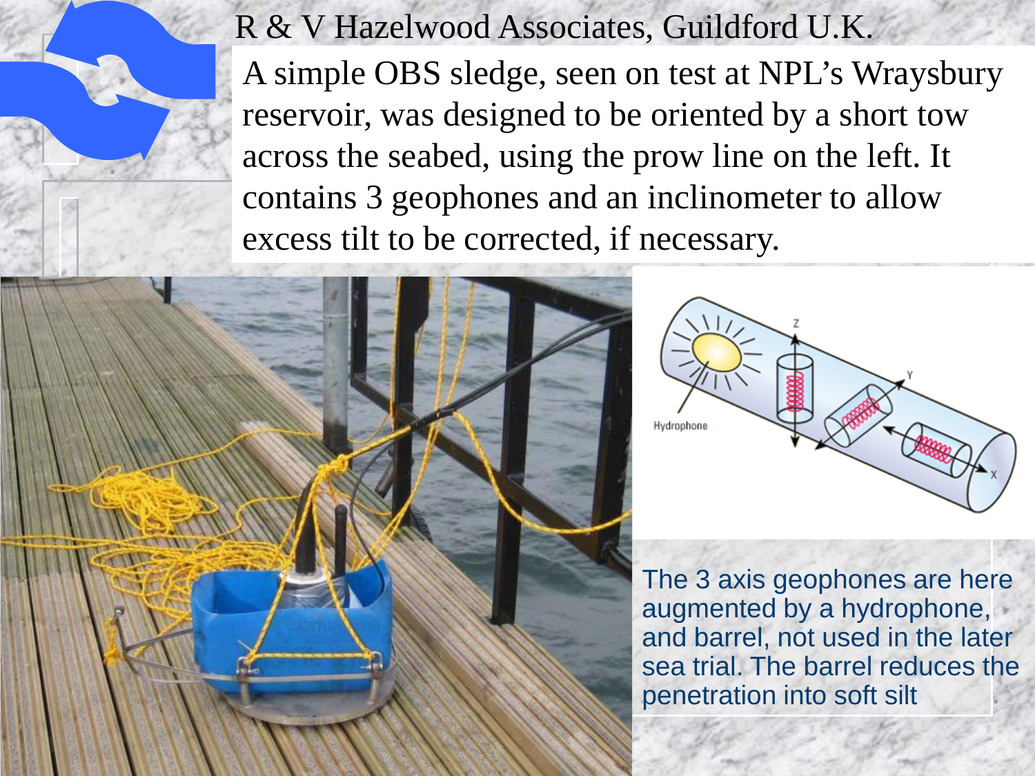R & V Hazelwood Associates, Guildford U.K.

A simple OBS sledge, seen on test at NPL's Wraysbury reservoir, was designed to be oriented by a short tow across the seabed, using the prow line on the left. It contains 3 geophones and an inclinometer to allow excess tilt to be corrected, if necessary.

The 3 axis geophones are here augmented by a hydrophone, and barrel, not used in the later sea trial. The barrel reduces the penetration into soft silt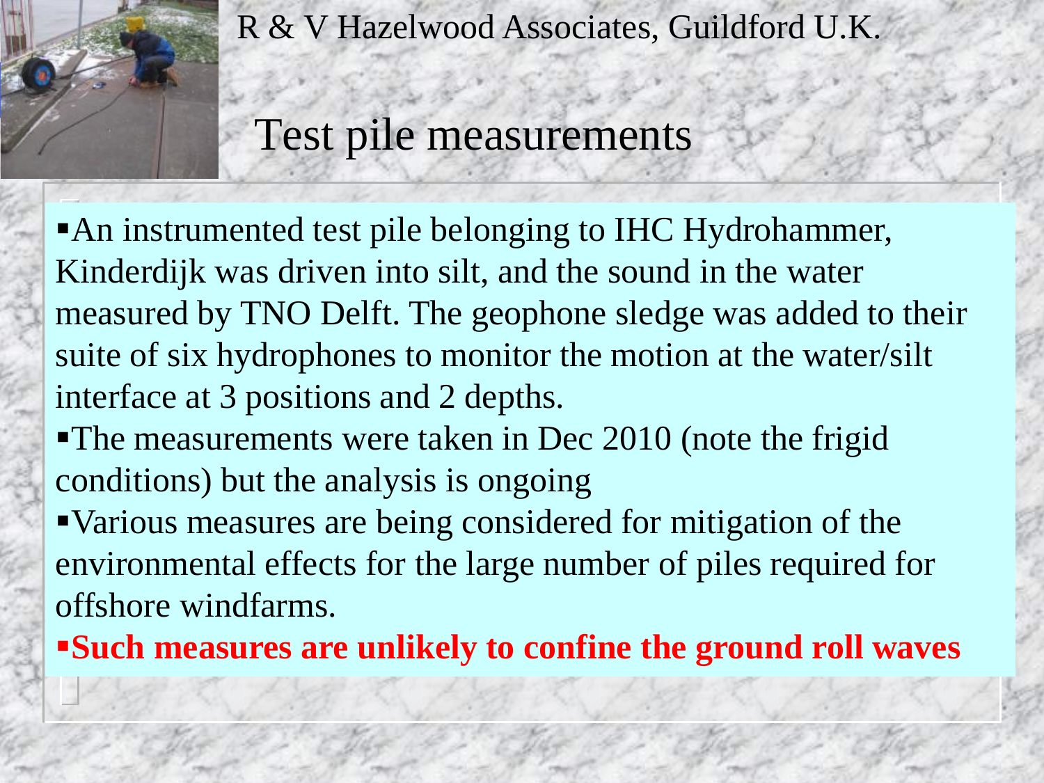R & V Hazelwood Associates, Guildford U.K.

# Test pile measurements

- An instrumented test pile belonging to IHC Hydrohammer, Kinderdijk was driven into silt, and the sound in the water measured by TNO Delft. The geophone sledge was added to their suite of six hydrophones to monitor the motion at the water/silt interface at 3 positions and 2 depths.
- The measurements were taken in Dec 2010 (note the frigid conditions) but the analysis is ongoing
- Various measures are being considered for mitigation of the environmental effects for the large number of piles required for offshore windfarms.
- **Such measures are unlikely to confine the ground roll waves**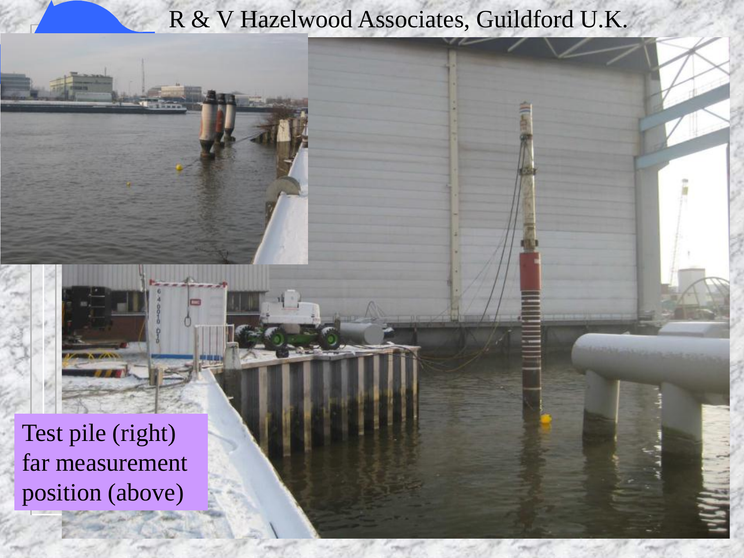R & V Hazelwood Associates, Guildford U.K.

Test pile (right) far measurement position (above)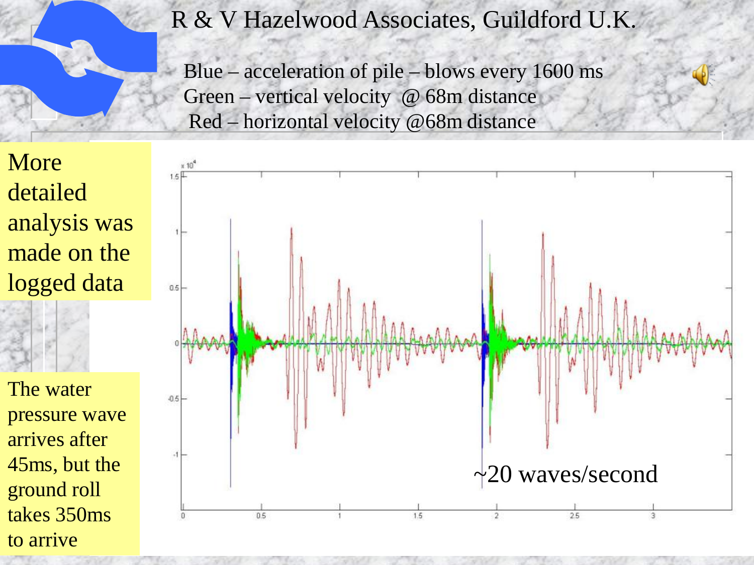# R & V Hazelwood Associates, Guildford U.K.

Blue – acceleration of pile – blows every 1600 ms
Green – vertical velocity @ 68m distance
Red – horizontal velocity @68m distance

More detailed analysis was made on the logged data

The water pressure wave arrives after 45ms, but the ground roll takes 350ms to arrive

~20 waves/second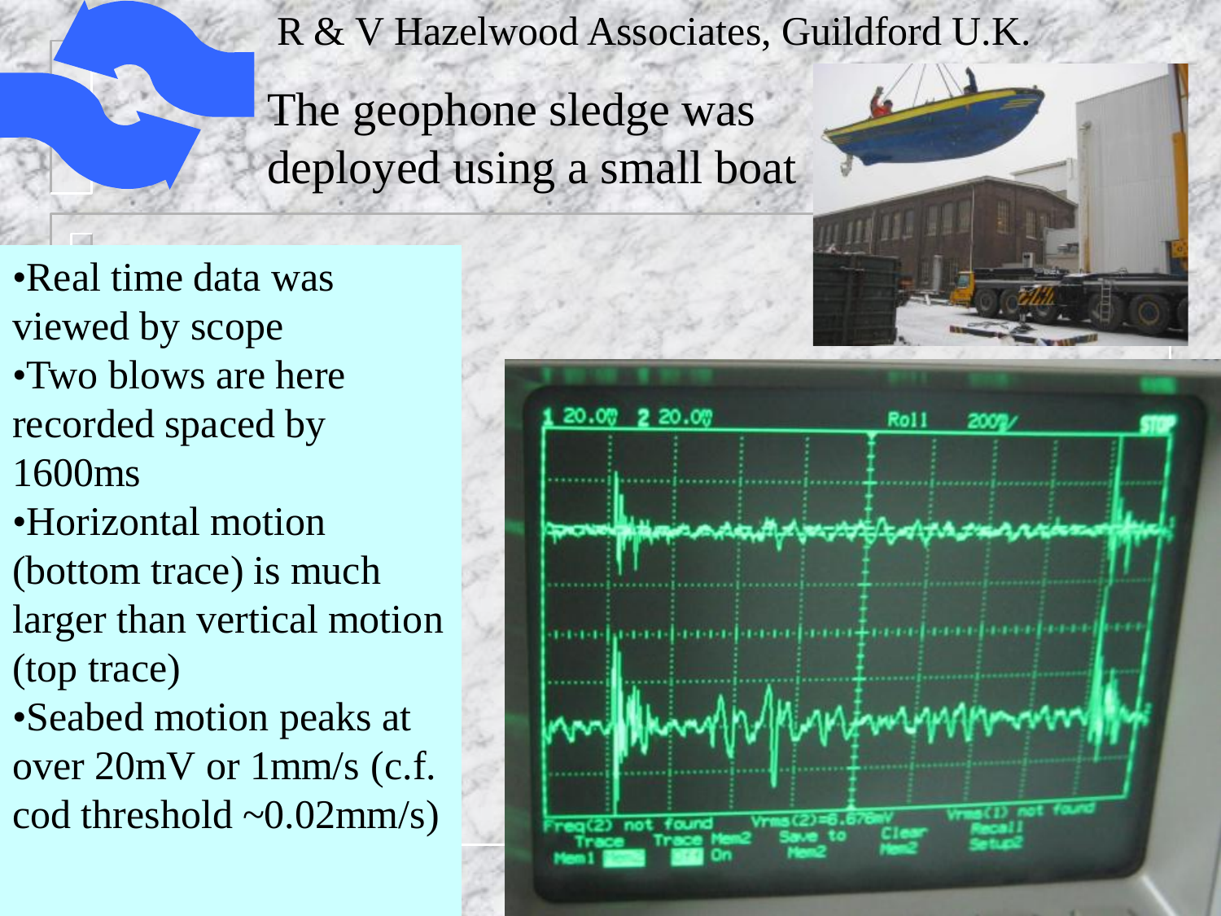R & V Hazelwood Associates, Guildford U.K.

# The geophone sledge was deployed using a small boat

- Real time data was viewed by scope
- Two blows are here recorded spaced by 1600ms
- Horizontal motion (bottom trace) is much larger than vertical motion (top trace)
- Seabed motion peaks at over 20mV or 1mm/s (c.f. cod threshold ~0.02mm/s)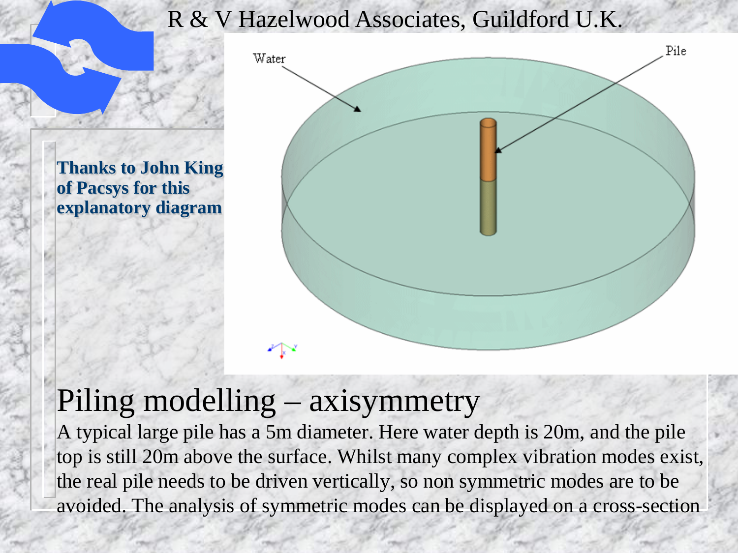R & V Hazelwood Associates, Guildford U.K.

**Thanks to John King of Pacsys for this explanatory diagram**

Water

Pile

# Piling modelling – axisymmetry

A typical large pile has a 5m diameter. Here water depth is 20m, and the pile top is still 20m above the surface. Whilst many complex vibration modes exist, the real pile needs to be driven vertically, so non symmetric modes are to be avoided. The analysis of symmetric modes can be displayed on a cross-section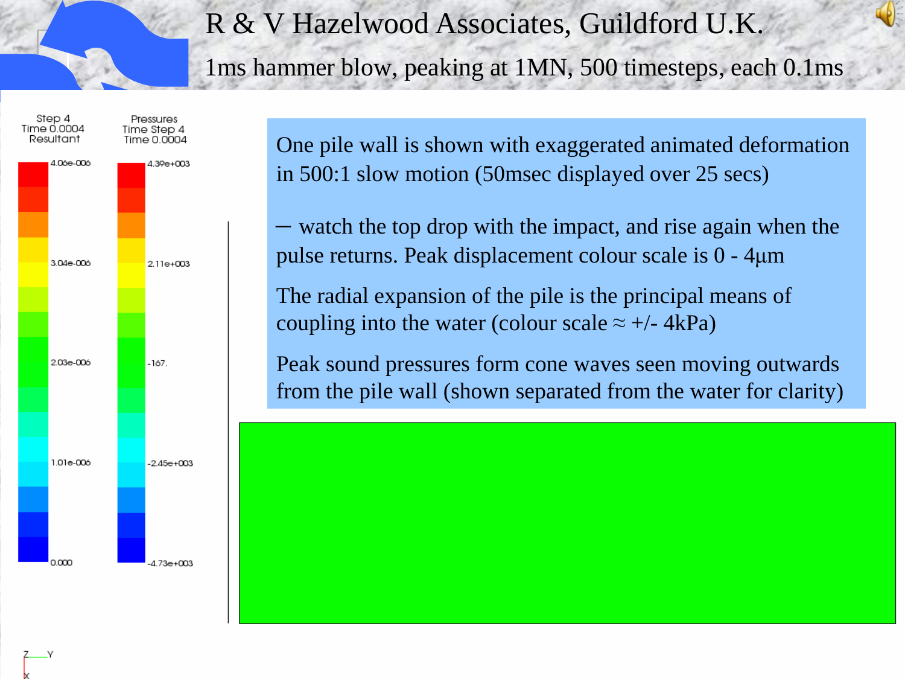# R & V Hazelwood Associates, Guildford U.K.

## 1ms hammer blow, peaking at 1MN, 500 timesteps, each 0.1ms

Step 4
Time 0.0004
Resultant

4.06e-006
3.04e-006
2.03e-006
1.01e-006
0.000

Pressures
Time Step 4
Time 0.0004

4.39e+003
2.11e+003
-167.
-2.45e+003
-4.73e+003

One pile wall is shown with exaggerated animated deformation in 500:1 slow motion (50msec displayed over 25 secs)

– watch the top drop with the impact, and rise again when the pulse returns. Peak displacement colour scale is 0 - 4µm

The radial expansion of the pile is the principal means of coupling into the water (colour scale ≈ +/- 4kPa)

Peak sound pressures form cone waves seen moving outwards from the pile wall (shown separated from the water for clarity)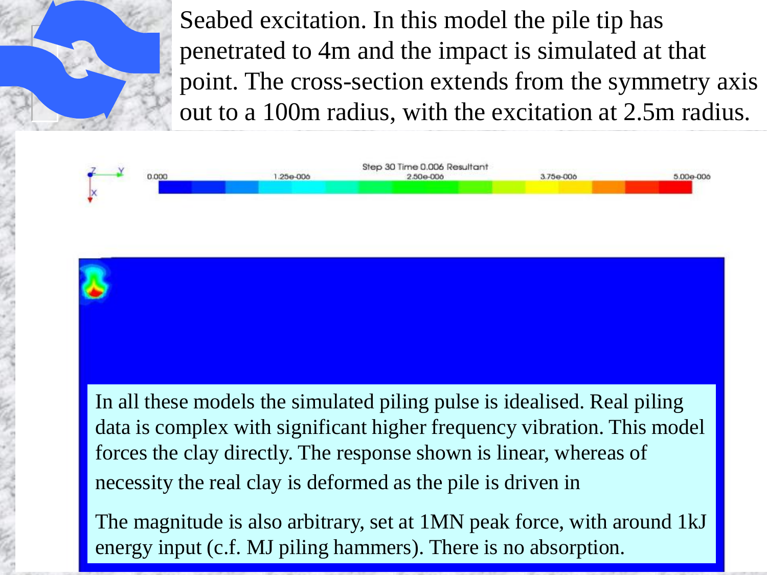Seabed excitation. In this model the pile tip has penetrated to 4m and the impact is simulated at that point. The cross-section extends from the symmetry axis out to a 100m radius, with the excitation at 2.5m radius.

In all these models the simulated piling pulse is idealised. Real piling data is complex with significant higher frequency vibration. This model forces the clay directly. The response shown is linear, whereas of necessity the real clay is deformed as the pile is driven in

The magnitude is also arbitrary, set at 1MN peak force, with around 1kJ energy input (c.f. MJ piling hammers). There is no absorption.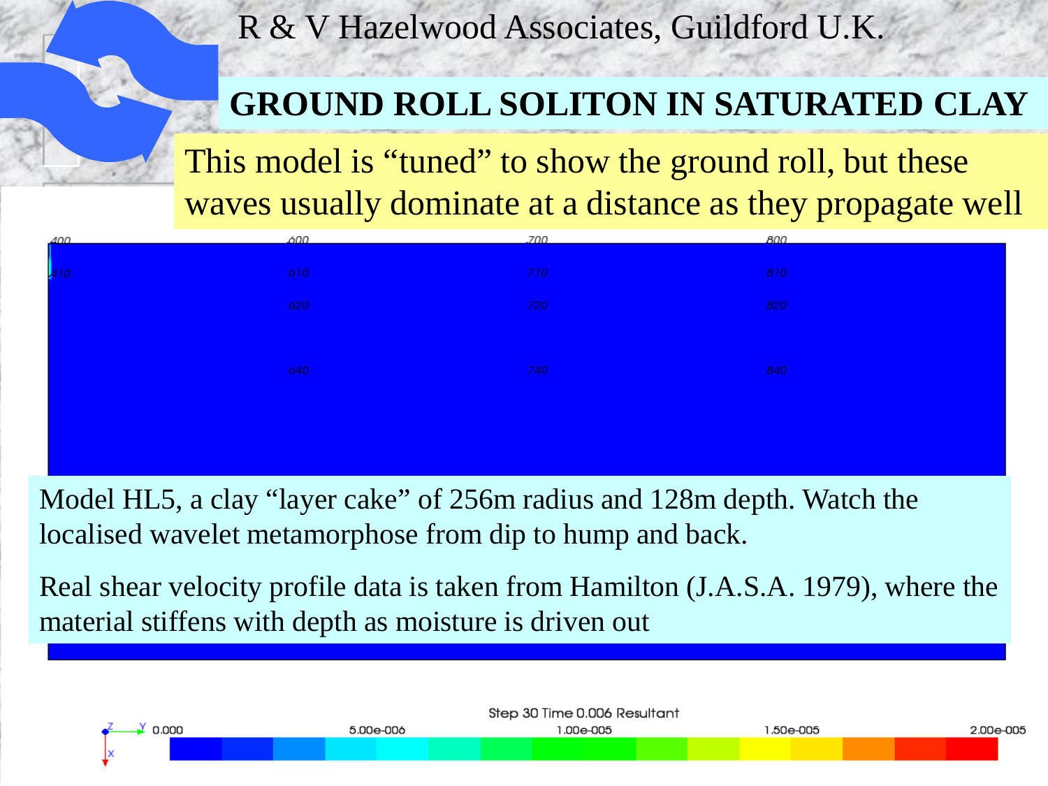R & V Hazelwood Associates, Guildford U.K.

## GROUND ROLL SOLITON IN SATURATED CLAY

This model is "tuned" to show the ground roll, but these waves usually dominate at a distance as they propagate well

Model HL5, a clay "layer cake" of 256m radius and 128m depth. Watch the localised wavelet metamorphose from dip to hump and back.

Real shear velocity profile data is taken from Hamilton (J.A.S.A. 1979), where the material stiffens with depth as moisture is driven out

Step 30 Time 0.006 Resultant

0.000 5.00e-006 1.00e-005 1.50e-005 2.00e-005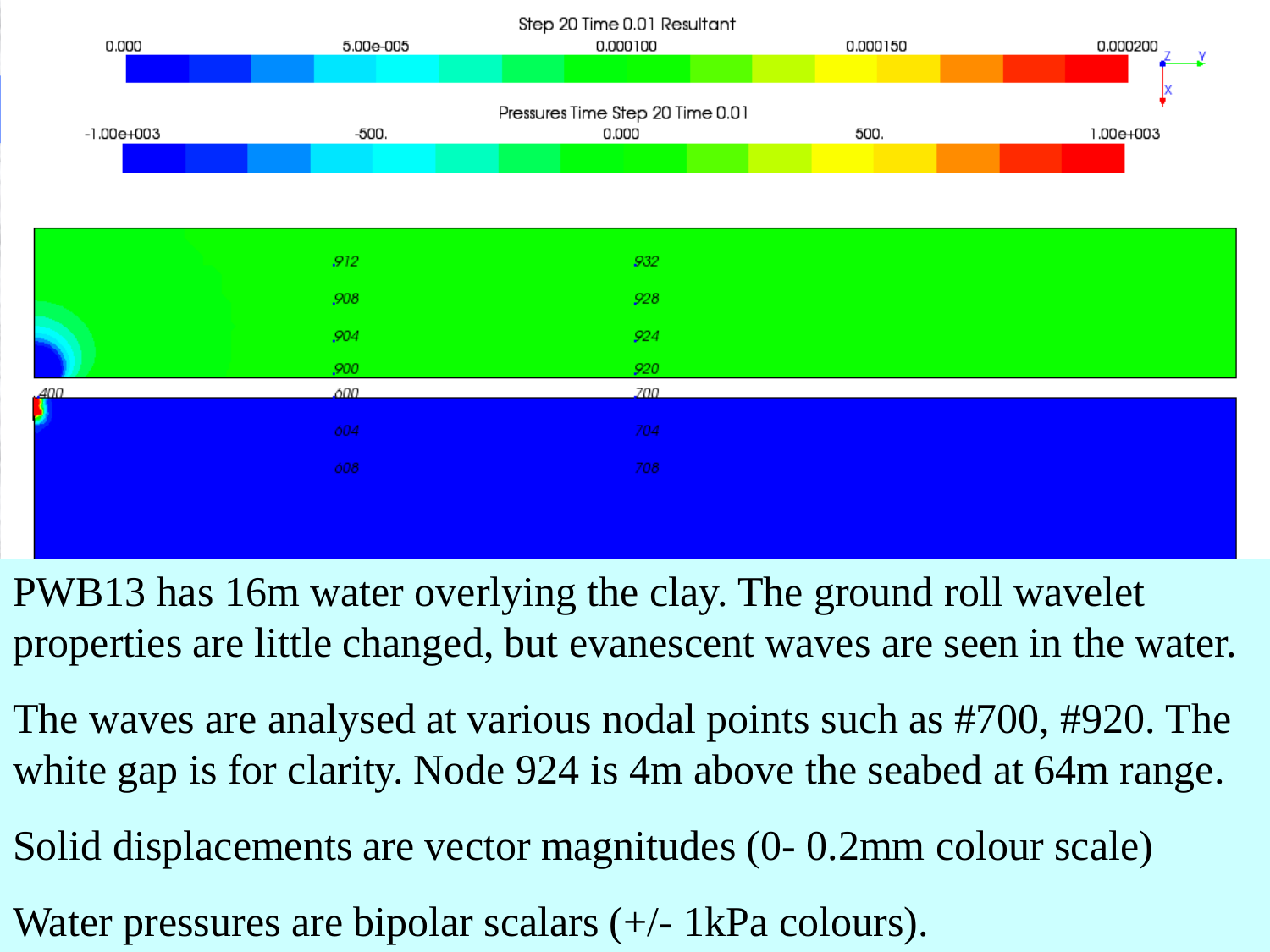Step 20 Time 0.01 Resultant

0.000 | 5.00e-005 | 0.000100 | 0.000150 | 0.000200

Pressures Time Step 20 Time 0.01

-1.00e+003 | -500. | 0.000 | 500. | 1.00e+003

912 932
908 928
904 924
900 920
400 600 700
604 704
608 708

PWB13 has 16m water overlying the clay. The ground roll wavelet properties are little changed, but evanescent waves are seen in the water.

The waves are analysed at various nodal points such as #700, #920. The white gap is for clarity. Node 924 is 4m above the seabed at 64m range.

Solid displacements are vector magnitudes (0- 0.2mm colour scale)

Water pressures are bipolar scalars (+/- 1kPa colours).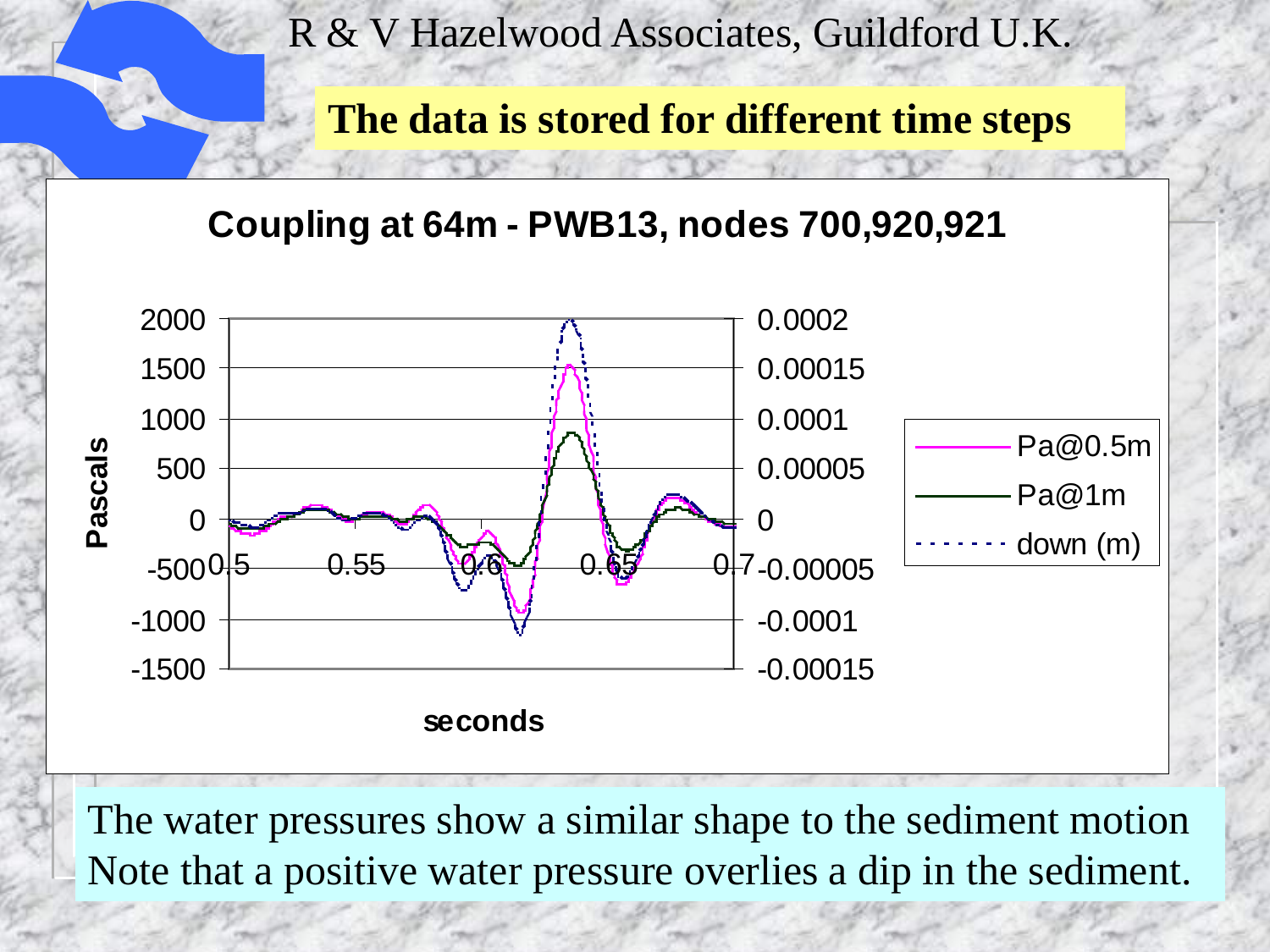## The data is stored for different time steps

**Coupling at 64m - PWB13, nodes 700,920,921**

Pascals

seconds

Pa@0.5m

Pa@1m

down (m)

The water pressures show a similar shape to the sediment motion
Note that a positive water pressure overlies a dip in the sediment.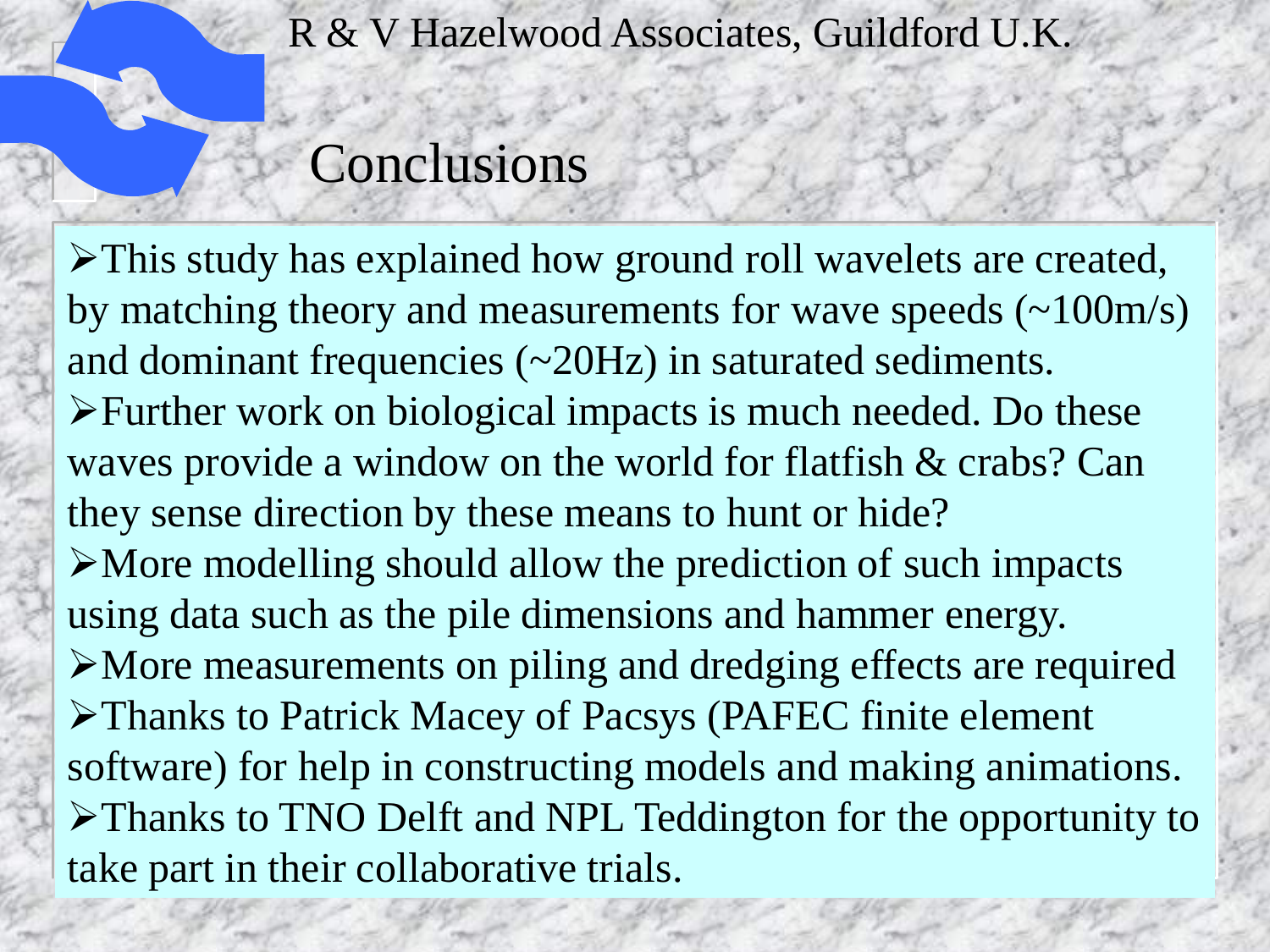R & V Hazelwood Associates, Guildford U.K.

# Conclusions

- This study has explained how ground roll wavelets are created, by matching theory and measurements for wave speeds (~100m/s) and dominant frequencies (~20Hz) in saturated sediments.
- Further work on biological impacts is much needed. Do these waves provide a window on the world for flatfish & crabs? Can they sense direction by these means to hunt or hide?
- More modelling should allow the prediction of such impacts using data such as the pile dimensions and hammer energy.
- More measurements on piling and dredging effects are required
- Thanks to Patrick Macey of Pacsys (PAFEC finite element software) for help in constructing models and making animations.
- Thanks to TNO Delft and NPL Teddington for the opportunity to take part in their collaborative trials.